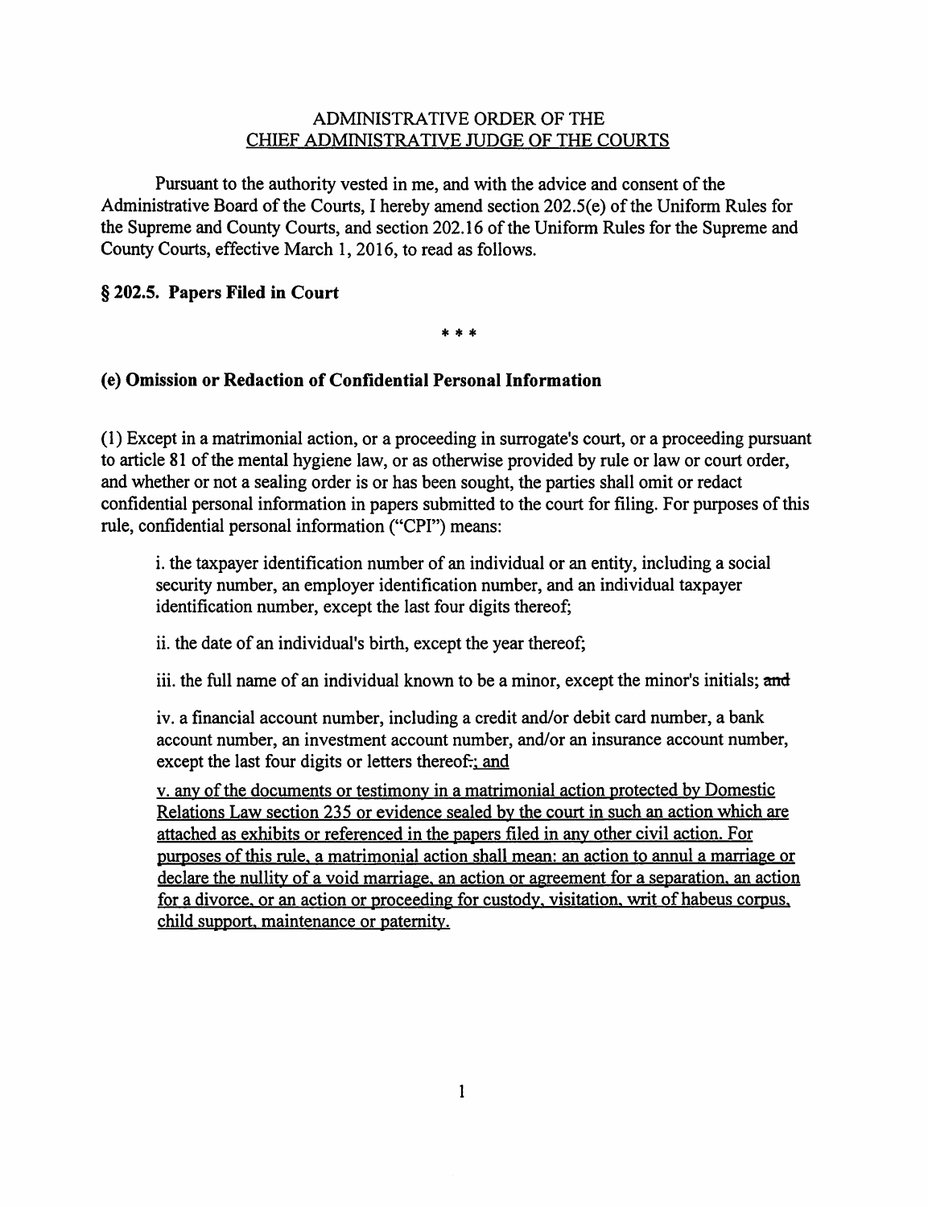ADMINISTRATIVE ORDER OF THE
CHIEF ADMINISTRATIVE JUDGE OF THE COURTS

Pursuant to the authority vested in me, and with the advice and consent of the Administrative Board of the Courts, I hereby amend section 202.5(e) of the Uniform Rules for the Supreme and County Courts, and section 202.16 of the Uniform Rules for the Supreme and County Courts, effective March 1, 2016, to read as follows.

## § 202.5. Papers Filed in Court

\* \* \*

### (e) Omission or Redaction of Confidential Personal Information

(1) Except in a matrimonial action, or a proceeding in surrogate's court, or a proceeding pursuant to article 81 of the mental hygiene law, or as otherwise provided by rule or law or court order, and whether or not a sealing order is or has been sought, the parties shall omit or redact confidential personal information in papers submitted to the court for filing. For purposes of this rule, confidential personal information ("CPI") means:

i. the taxpayer identification number of an individual or an entity, including a social security number, an employer identification number, and an individual taxpayer identification number, except the last four digits thereof;

ii. the date of an individual's birth, except the year thereof;

iii. the full name of an individual known to be a minor, except the minor's initials; ~~and~~

iv. a financial account number, including a credit and/or debit card number, a bank account number, an investment account number, and/or an insurance account number, except the last four digits or letters thereof~~.~~<u>; and</u>

<u>v. any of the documents or testimony in a matrimonial action protected by Domestic Relations Law section 235 or evidence sealed by the court in such an action which are attached as exhibits or referenced in the papers filed in any other civil action. For purposes of this rule, a matrimonial action shall mean: an action to annul a marriage or declare the nullity of a void marriage, an action or agreement for a separation, an action for a divorce, or an action or proceeding for custody, visitation, writ of habeus corpus, child support, maintenance or paternity.</u>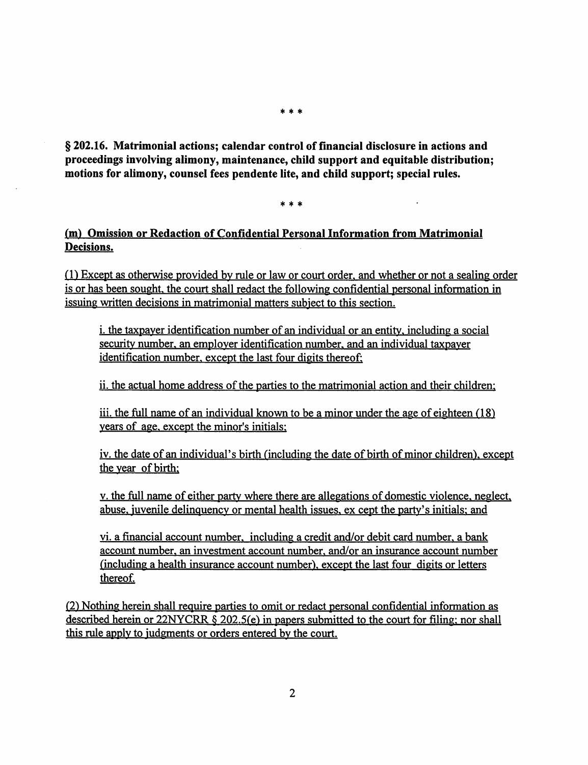* * *

**§ 202.16. Matrimonial actions; calendar control of financial disclosure in actions and proceedings involving alimony, maintenance, child support and equitable distribution; motions for alimony, counsel fees pendente lite, and child support; special rules.**

* * *

**(m) Omission or Redaction of Confidential Personal Information from Matrimonial Decisions.**

(1) Except as otherwise provided by rule or law or court order, and whether or not a sealing order is or has been sought, the court shall redact the following confidential personal information in issuing written decisions in matrimonial matters subject to this section.

i. the taxpayer identification number of an individual or an entity, including a social security number, an employer identification number, and an individual taxpayer identification number, except the last four digits thereof;

ii. the actual home address of the parties to the matrimonial action and their children;

iii. the full name of an individual known to be a minor under the age of eighteen (18) years of age, except the minor's initials;

iv. the date of an individual's birth (including the date of birth of minor children), except the year of birth;

v. the full name of either party where there are allegations of domestic violence, neglect, abuse, juvenile delinquency or mental health issues, ex cept the party's initials; and

vi. a financial account number, including a credit and/or debit card number, a bank account number, an investment account number, and/or an insurance account number (including a health insurance account number), except the last four digits or letters thereof.

(2) Nothing herein shall require parties to omit or redact personal confidential information as described herein or 22NYCRR § 202.5(e) in papers submitted to the court for filing; nor shall this rule apply to judgments or orders entered by the court.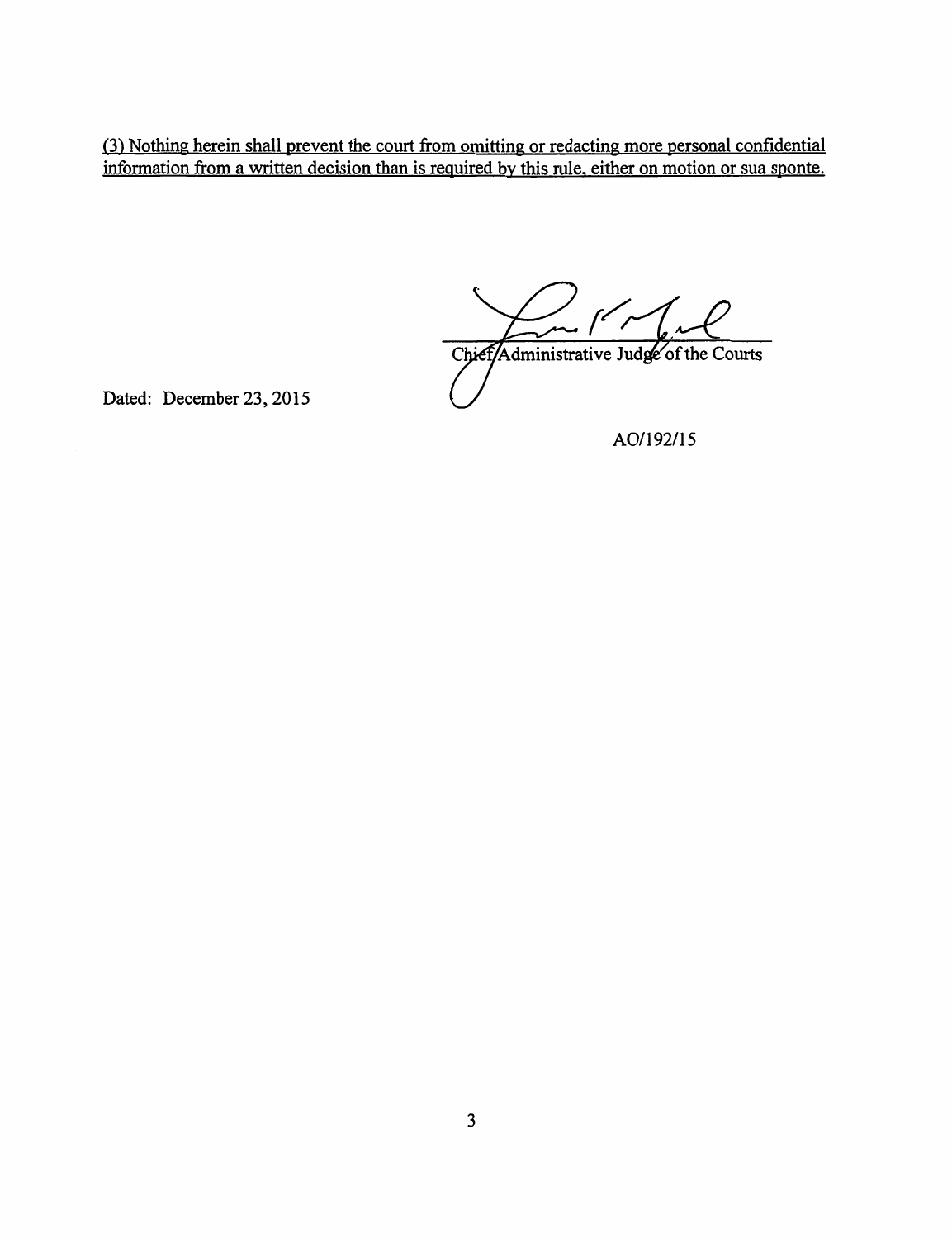<u>(3) Nothing herein shall prevent the court from omitting or redacting more personal confidential information from a written decision than is required by this rule, either on motion or sua sponte.</u>

Chief Administrative Judge of the Courts

Dated: December 23, 2015

AO/192/15